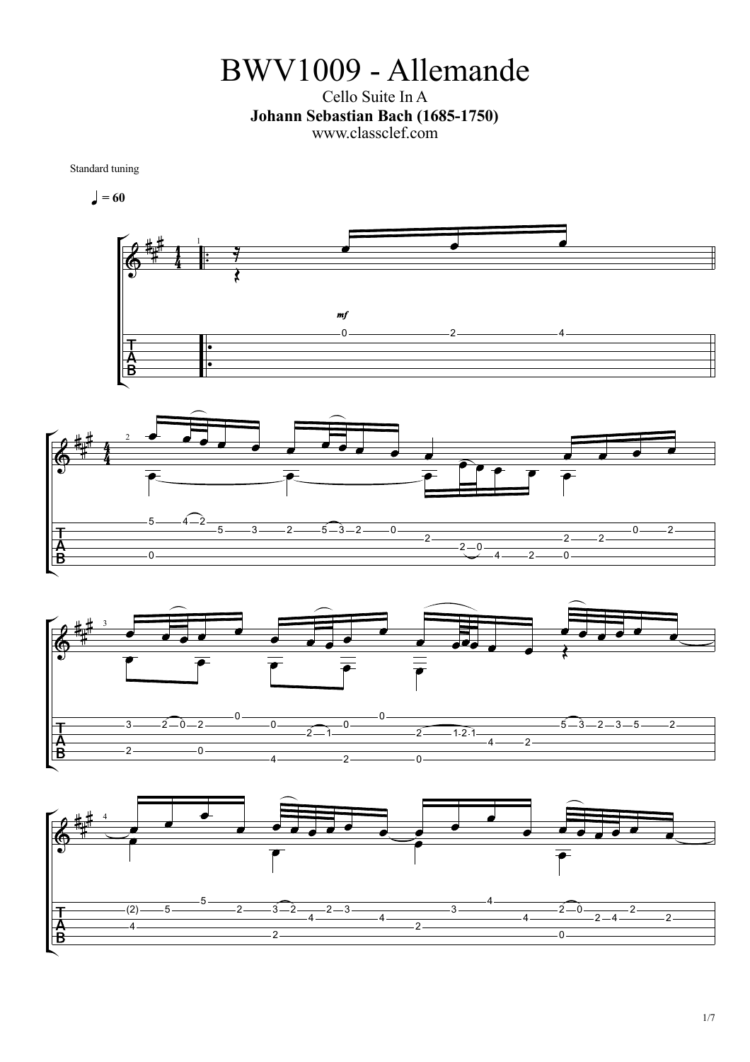# BWV1009 - Allemande

Cello Suite In A

**Johann Sebastian Bach (1685-1750)**

www.classclef.com

Standard tuning

♩ = 60